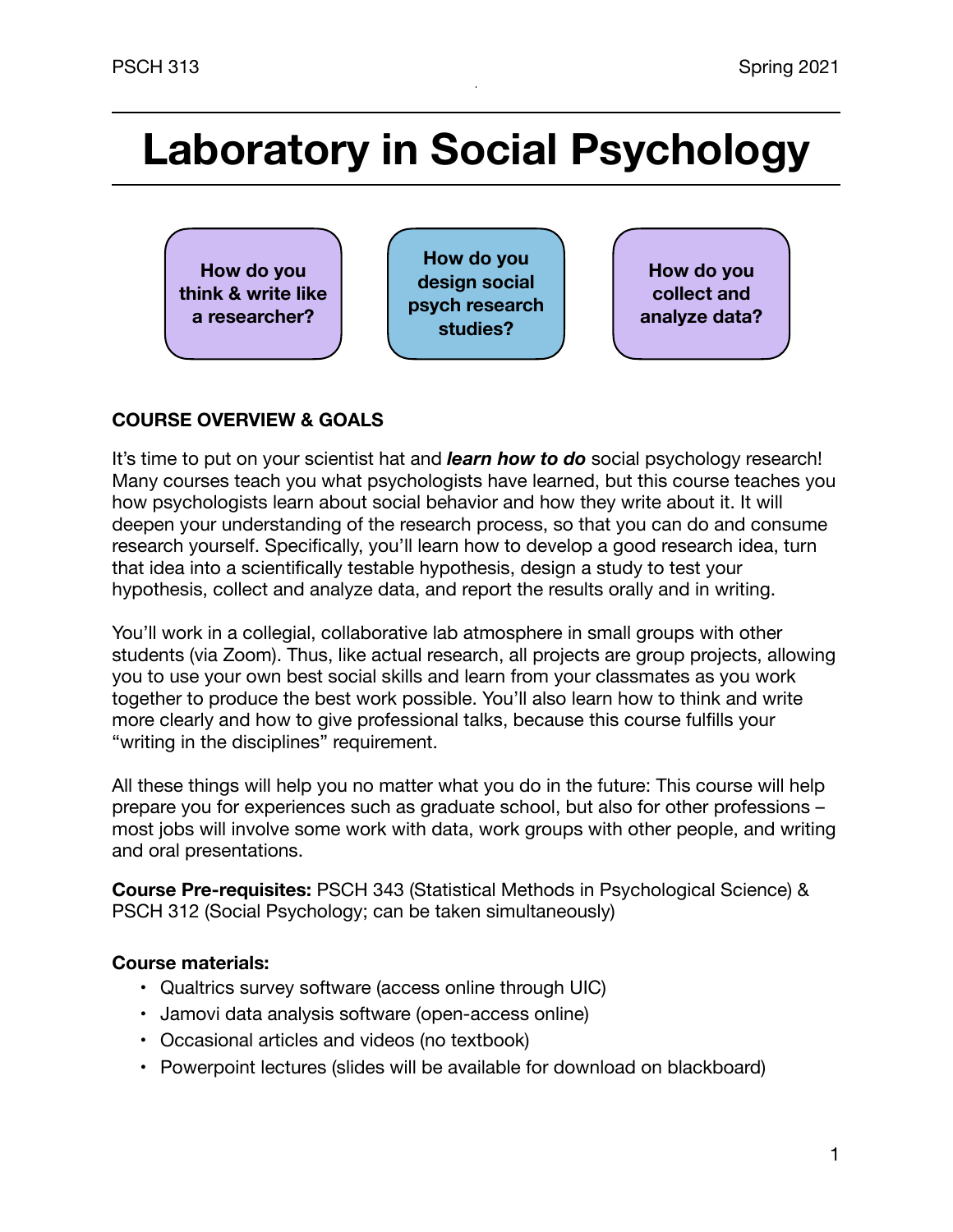# Laboratory in Social Psychology

**How do you think & write like a researcher?**

**How do you design social psych research studies?**

**How do you collect and analyze data?**

**COURSE OVERVIEW & GOALS**

It's time to put on your scientist hat and ***learn how to do*** social psychology research! Many courses teach you what psychologists have learned, but this course teaches you how psychologists learn about social behavior and how they write about it. It will deepen your understanding of the research process, so that you can do and consume research yourself. Specifically, you'll learn how to develop a good research idea, turn that idea into a scientifically testable hypothesis, design a study to test your hypothesis, collect and analyze data, and report the results orally and in writing.

You'll work in a collegial, collaborative lab atmosphere in small groups with other students (via Zoom). Thus, like actual research, all projects are group projects, allowing you to use your own best social skills and learn from your classmates as you work together to produce the best work possible. You'll also learn how to think and write more clearly and how to give professional talks, because this course fulfills your "writing in the disciplines" requirement.

All these things will help you no matter what you do in the future: This course will help prepare you for experiences such as graduate school, but also for other professions – most jobs will involve some work with data, work groups with other people, and writing and oral presentations.

**Course Pre-requisites:** PSCH 343 (Statistical Methods in Psychological Science) & PSCH 312 (Social Psychology; can be taken simultaneously)

**Course materials:**

- Qualtrics survey software (access online through UIC)
- Jamovi data analysis software (open-access online)
- Occasional articles and videos (no textbook)
- Powerpoint lectures (slides will be available for download on blackboard)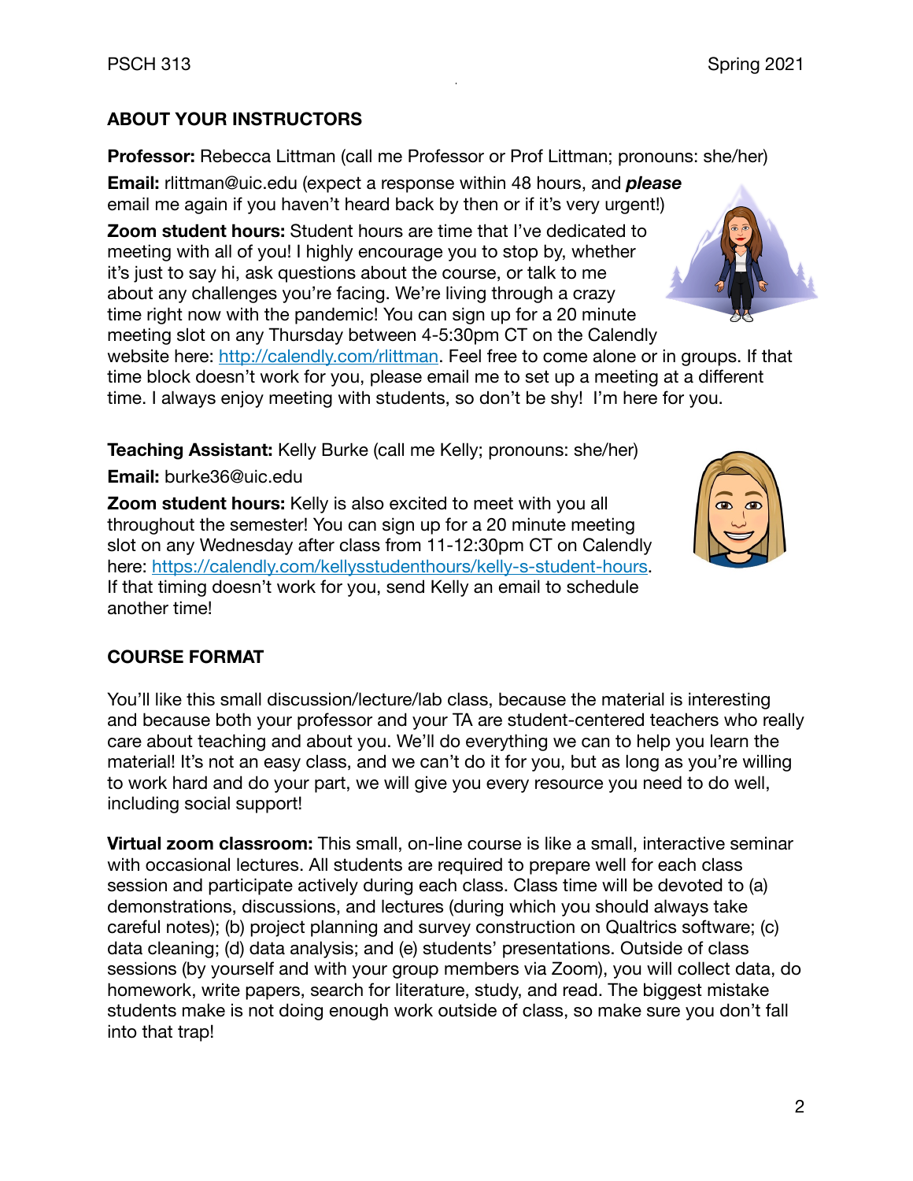## ABOUT YOUR INSTRUCTORS

**Professor:** Rebecca Littman (call me Professor or Prof Littman; pronouns: she/her)

**Email:** rlittman@uic.edu (expect a response within 48 hours, and ***please*** email me again if you haven't heard back by then or if it's very urgent!)

**Zoom student hours:** Student hours are time that I've dedicated to meeting with all of you! I highly encourage you to stop by, whether it's just to say hi, ask questions about the course, or talk to me about any challenges you're facing. We're living through a crazy time right now with the pandemic! You can sign up for a 20 minute meeting slot on any Thursday between 4-5:30pm CT on the Calendly website here: [http://calendly.com/rlittman](http://calendly.com/rlittman). Feel free to come alone or in groups. If that time block doesn't work for you, please email me to set up a meeting at a different time. I always enjoy meeting with students, so don't be shy! I'm here for you.

**Teaching Assistant:** Kelly Burke (call me Kelly; pronouns: she/her)

**Email:** burke36@uic.edu

**Zoom student hours:** Kelly is also excited to meet with you all throughout the semester! You can sign up for a 20 minute meeting slot on any Wednesday after class from 11-12:30pm CT on Calendly here: [https://calendly.com/kellysstudenthours/kelly-s-student-hours](https://calendly.com/kellysstudenthours/kelly-s-student-hours). If that timing doesn't work for you, send Kelly an email to schedule another time!

## COURSE FORMAT

You'll like this small discussion/lecture/lab class, because the material is interesting and because both your professor and your TA are student-centered teachers who really care about teaching and about you. We'll do everything we can to help you learn the material! It's not an easy class, and we can't do it for you, but as long as you're willing to work hard and do your part, we will give you every resource you need to do well, including social support!

**Virtual zoom classroom:** This small, on-line course is like a small, interactive seminar with occasional lectures. All students are required to prepare well for each class session and participate actively during each class. Class time will be devoted to (a) demonstrations, discussions, and lectures (during which you should always take careful notes); (b) project planning and survey construction on Qualtrics software; (c) data cleaning; (d) data analysis; and (e) students' presentations. Outside of class sessions (by yourself and with your group members via Zoom), you will collect data, do homework, write papers, search for literature, study, and read. The biggest mistake students make is not doing enough work outside of class, so make sure you don't fall into that trap!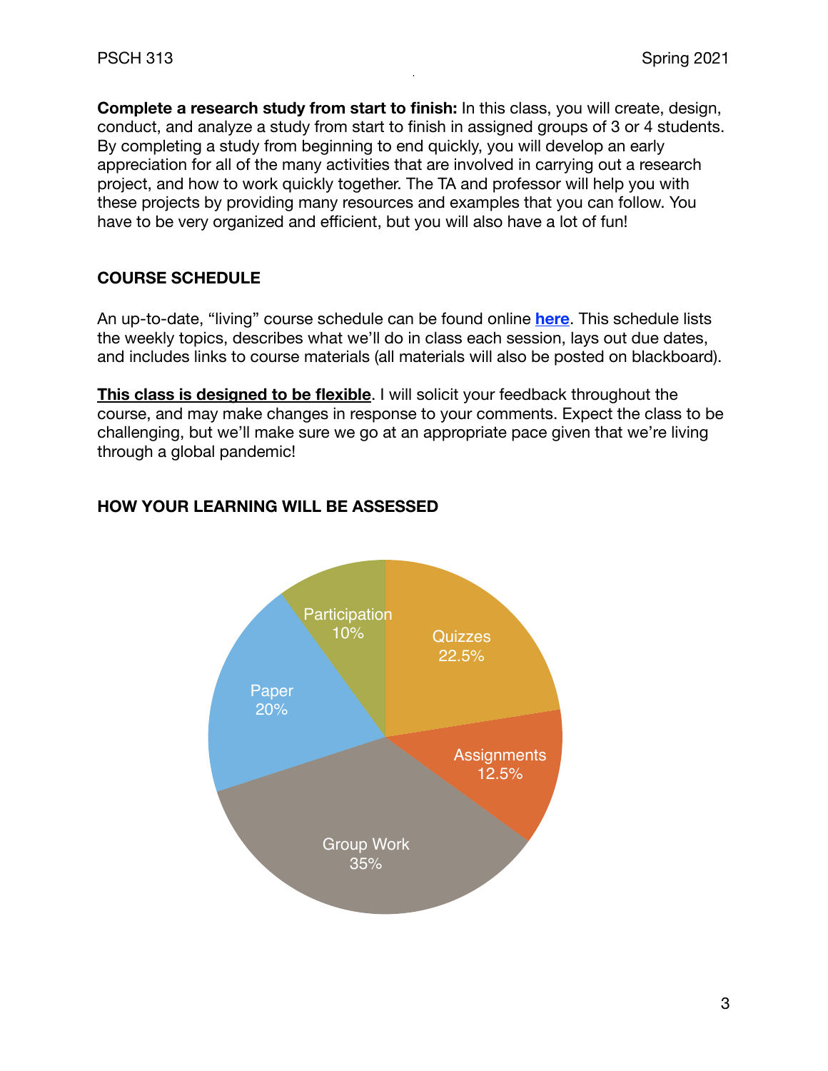**Complete a research study from start to finish:** In this class, you will create, design, conduct, and analyze a study from start to finish in assigned groups of 3 or 4 students. By completing a study from beginning to end quickly, you will develop an early appreciation for all of the many activities that are involved in carrying out a research project, and how to work quickly together. The TA and professor will help you with these projects by providing many resources and examples that you can follow. You have to be very organized and efficient, but you will also have a lot of fun!

## COURSE SCHEDULE

An up-to-date, "living" course schedule can be found online **here**. This schedule lists the weekly topics, describes what we'll do in class each session, lays out due dates, and includes links to course materials (all materials will also be posted on blackboard).

**This class is designed to be flexible**. I will solicit your feedback throughout the course, and may make changes in response to your comments. Expect the class to be challenging, but we'll make sure we go at an appropriate pace given that we're living through a global pandemic!

## HOW YOUR LEARNING WILL BE ASSESSED

Participation 10%

Quizzes 22.5%

Assignments 12.5%

Group Work 35%

Paper 20%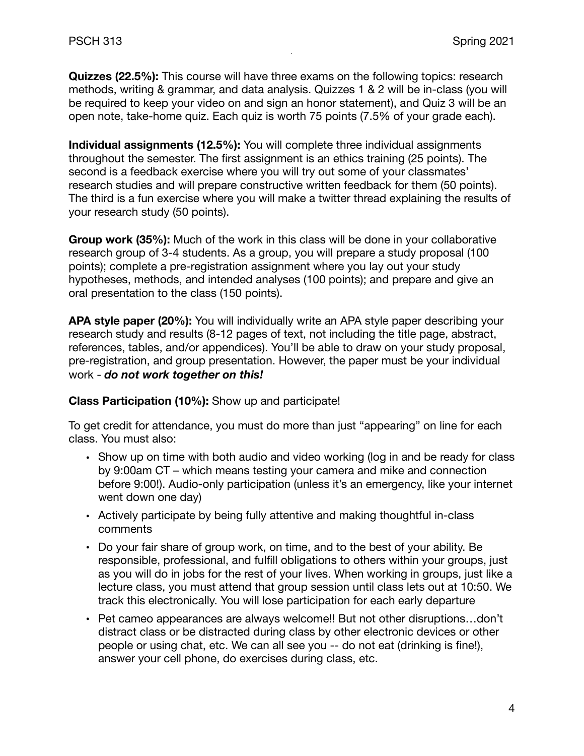**Quizzes (22.5%):** This course will have three exams on the following topics: research methods, writing & grammar, and data analysis. Quizzes 1 & 2 will be in-class (you will be required to keep your video on and sign an honor statement), and Quiz 3 will be an open note, take-home quiz. Each quiz is worth 75 points (7.5% of your grade each).

**Individual assignments (12.5%):** You will complete three individual assignments throughout the semester. The first assignment is an ethics training (25 points). The second is a feedback exercise where you will try out some of your classmates' research studies and will prepare constructive written feedback for them (50 points). The third is a fun exercise where you will make a twitter thread explaining the results of your research study (50 points).

**Group work (35%):** Much of the work in this class will be done in your collaborative research group of 3-4 students. As a group, you will prepare a study proposal (100 points); complete a pre-registration assignment where you lay out your study hypotheses, methods, and intended analyses (100 points); and prepare and give an oral presentation to the class (150 points).

**APA style paper (20%):** You will individually write an APA style paper describing your research study and results (8-12 pages of text, not including the title page, abstract, references, tables, and/or appendices). You'll be able to draw on your study proposal, pre-registration, and group presentation. However, the paper must be your individual work - ***do not work together on this!***

**Class Participation (10%):** Show up and participate!

To get credit for attendance, you must do more than just "appearing" on line for each class. You must also:

- Show up on time with both audio and video working (log in and be ready for class by 9:00am CT – which means testing your camera and mike and connection before 9:00!). Audio-only participation (unless it's an emergency, like your internet went down one day)
- Actively participate by being fully attentive and making thoughtful in-class comments
- Do your fair share of group work, on time, and to the best of your ability. Be responsible, professional, and fulfill obligations to others within your groups, just as you will do in jobs for the rest of your lives. When working in groups, just like a lecture class, you must attend that group session until class lets out at 10:50. We track this electronically. You will lose participation for each early departure
- Pet cameo appearances are always welcome!! But not other disruptions…don't distract class or be distracted during class by other electronic devices or other people or using chat, etc. We can all see you -- do not eat (drinking is fine!), answer your cell phone, do exercises during class, etc.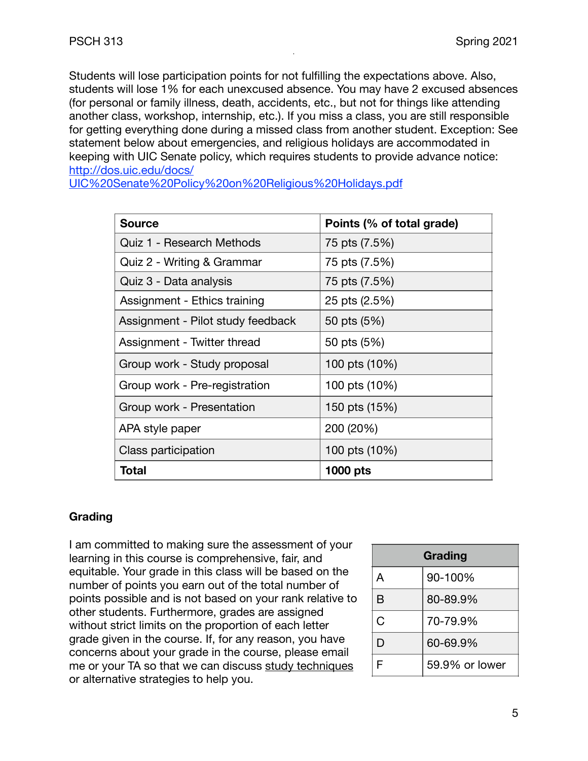Students will lose participation points for not fulfilling the expectations above. Also, students will lose 1% for each unexcused absence. You may have 2 excused absences (for personal or family illness, death, accidents, etc., but not for things like attending another class, workshop, internship, etc.). If you miss a class, you are still responsible for getting everything done during a missed class from another student. Exception: See statement below about emergencies, and religious holidays are accommodated in keeping with UIC Senate policy, which requires students to provide advance notice: [http://dos.uic.edu/docs/UIC%20Senate%20Policy%20on%20Religious%20Holidays.pdf](http://dos.uic.edu/docs/UIC%20Senate%20Policy%20on%20Religious%20Holidays.pdf)

| Source | Points (% of total grade) |
| --- | --- |
| Quiz 1 - Research Methods | 75 pts (7.5%) |
| Quiz 2 - Writing & Grammar | 75 pts (7.5%) |
| Quiz 3 - Data analysis | 75 pts (7.5%) |
| Assignment - Ethics training | 25 pts (2.5%) |
| Assignment - Pilot study feedback | 50 pts (5%) |
| Assignment - Twitter thread | 50 pts (5%) |
| Group work - Study proposal | 100 pts (10%) |
| Group work - Pre-registration | 100 pts (10%) |
| Group work - Presentation | 150 pts (15%) |
| APA style paper | 200 (20%) |
| Class participation | 100 pts (10%) |
| **Total** | **1000 pts** |

### Grading

I am committed to making sure the assessment of your learning in this course is comprehensive, fair, and equitable. Your grade in this class will be based on the number of points you earn out of the total number of points possible and is not based on your rank relative to other students. Furthermore, grades are assigned without strict limits on the proportion of each letter grade given in the course. If, for any reason, you have concerns about your grade in the course, please email me or your TA so that we can discuss study techniques or alternative strategies to help you.

| Grading | |
| --- | --- |
| A | 90-100% |
| B | 80-89.9% |
| C | 70-79.9% |
| D | 60-69.9% |
| F | 59.9% or lower |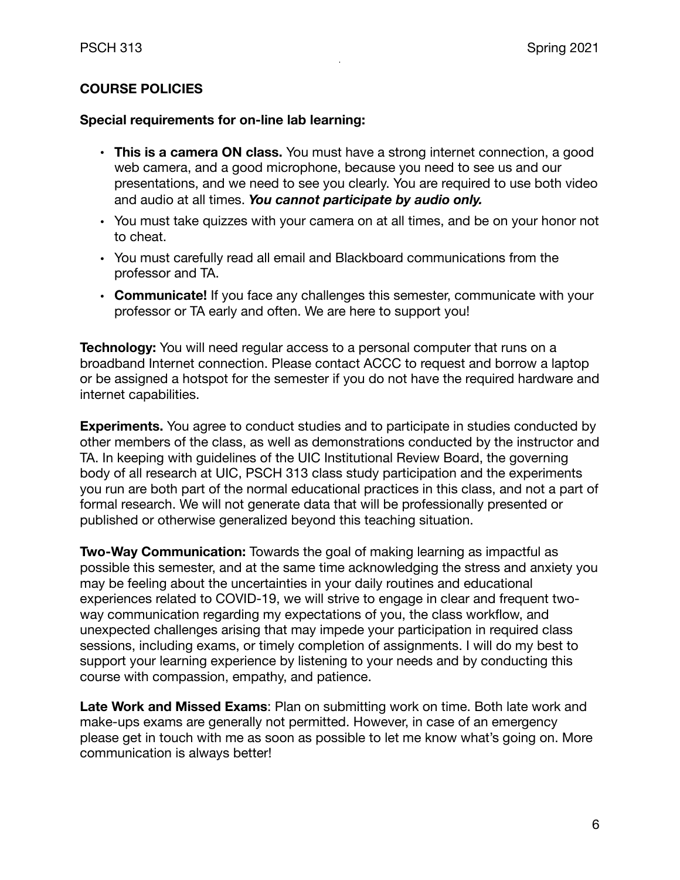## COURSE POLICIES

**Special requirements for on-line lab learning:**

- **This is a camera ON class.** You must have a strong internet connection, a good web camera, and a good microphone, because you need to see us and our presentations, and we need to see you clearly. You are required to use both video and audio at all times. ***You cannot participate by audio only.***
- You must take quizzes with your camera on at all times, and be on your honor not to cheat.
- You must carefully read all email and Blackboard communications from the professor and TA.
- **Communicate!** If you face any challenges this semester, communicate with your professor or TA early and often. We are here to support you!

**Technology:** You will need regular access to a personal computer that runs on a broadband Internet connection. Please contact ACCC to request and borrow a laptop or be assigned a hotspot for the semester if you do not have the required hardware and internet capabilities.

**Experiments.** You agree to conduct studies and to participate in studies conducted by other members of the class, as well as demonstrations conducted by the instructor and TA. In keeping with guidelines of the UIC Institutional Review Board, the governing body of all research at UIC, PSCH 313 class study participation and the experiments you run are both part of the normal educational practices in this class, and not a part of formal research. We will not generate data that will be professionally presented or published or otherwise generalized beyond this teaching situation.

**Two-Way Communication:** Towards the goal of making learning as impactful as possible this semester, and at the same time acknowledging the stress and anxiety you may be feeling about the uncertainties in your daily routines and educational experiences related to COVID-19, we will strive to engage in clear and frequent two-way communication regarding my expectations of you, the class workflow, and unexpected challenges arising that may impede your participation in required class sessions, including exams, or timely completion of assignments. I will do my best to support your learning experience by listening to your needs and by conducting this course with compassion, empathy, and patience.

**Late Work and Missed Exams**: Plan on submitting work on time. Both late work and make-ups exams are generally not permitted. However, in case of an emergency please get in touch with me as soon as possible to let me know what's going on. More communication is always better!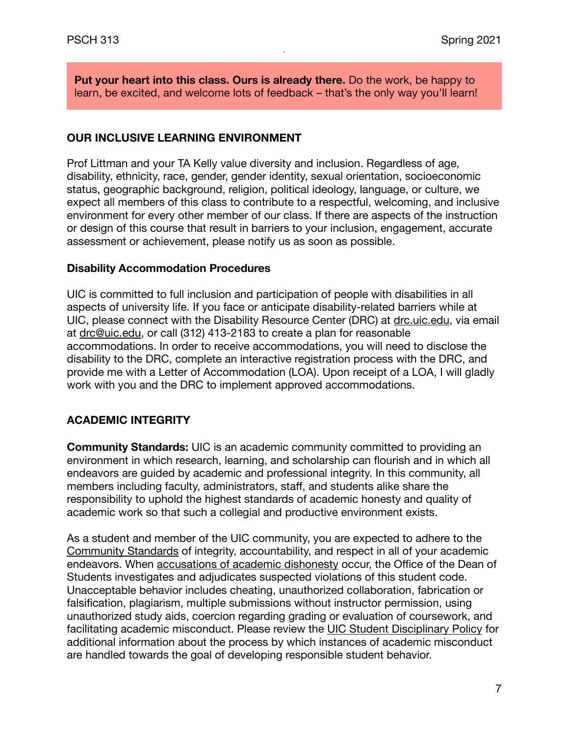**Put your heart into this class. Ours is already there.** Do the work, be happy to learn, be excited, and welcome lots of feedback – that's the only way you'll learn!

## OUR INCLUSIVE LEARNING ENVIRONMENT

Prof Littman and your TA Kelly value diversity and inclusion. Regardless of age, disability, ethnicity, race, gender, gender identity, sexual orientation, socioeconomic status, geographic background, religion, political ideology, language, or culture, we expect all members of this class to contribute to a respectful, welcoming, and inclusive environment for every other member of our class. If there are aspects of the instruction or design of this course that result in barriers to your inclusion, engagement, accurate assessment or achievement, please notify us as soon as possible.

### Disability Accommodation Procedures

UIC is committed to full inclusion and participation of people with disabilities in all aspects of university life. If you face or anticipate disability-related barriers while at UIC, please connect with the Disability Resource Center (DRC) at drc.uic.edu, via email at drc@uic.edu, or call (312) 413-2183 to create a plan for reasonable accommodations. In order to receive accommodations, you will need to disclose the disability to the DRC, complete an interactive registration process with the DRC, and provide me with a Letter of Accommodation (LOA). Upon receipt of a LOA, I will gladly work with you and the DRC to implement approved accommodations.

## ACADEMIC INTEGRITY

**Community Standards:** UIC is an academic community committed to providing an environment in which research, learning, and scholarship can flourish and in which all endeavors are guided by academic and professional integrity. In this community, all members including faculty, administrators, staff, and students alike share the responsibility to uphold the highest standards of academic honesty and quality of academic work so that such a collegial and productive environment exists.

As a student and member of the UIC community, you are expected to adhere to the Community Standards of integrity, accountability, and respect in all of your academic endeavors. When accusations of academic dishonesty occur, the Office of the Dean of Students investigates and adjudicates suspected violations of this student code. Unacceptable behavior includes cheating, unauthorized collaboration, fabrication or falsification, plagiarism, multiple submissions without instructor permission, using unauthorized study aids, coercion regarding grading or evaluation of coursework, and facilitating academic misconduct. Please review the UIC Student Disciplinary Policy for additional information about the process by which instances of academic misconduct are handled towards the goal of developing responsible student behavior.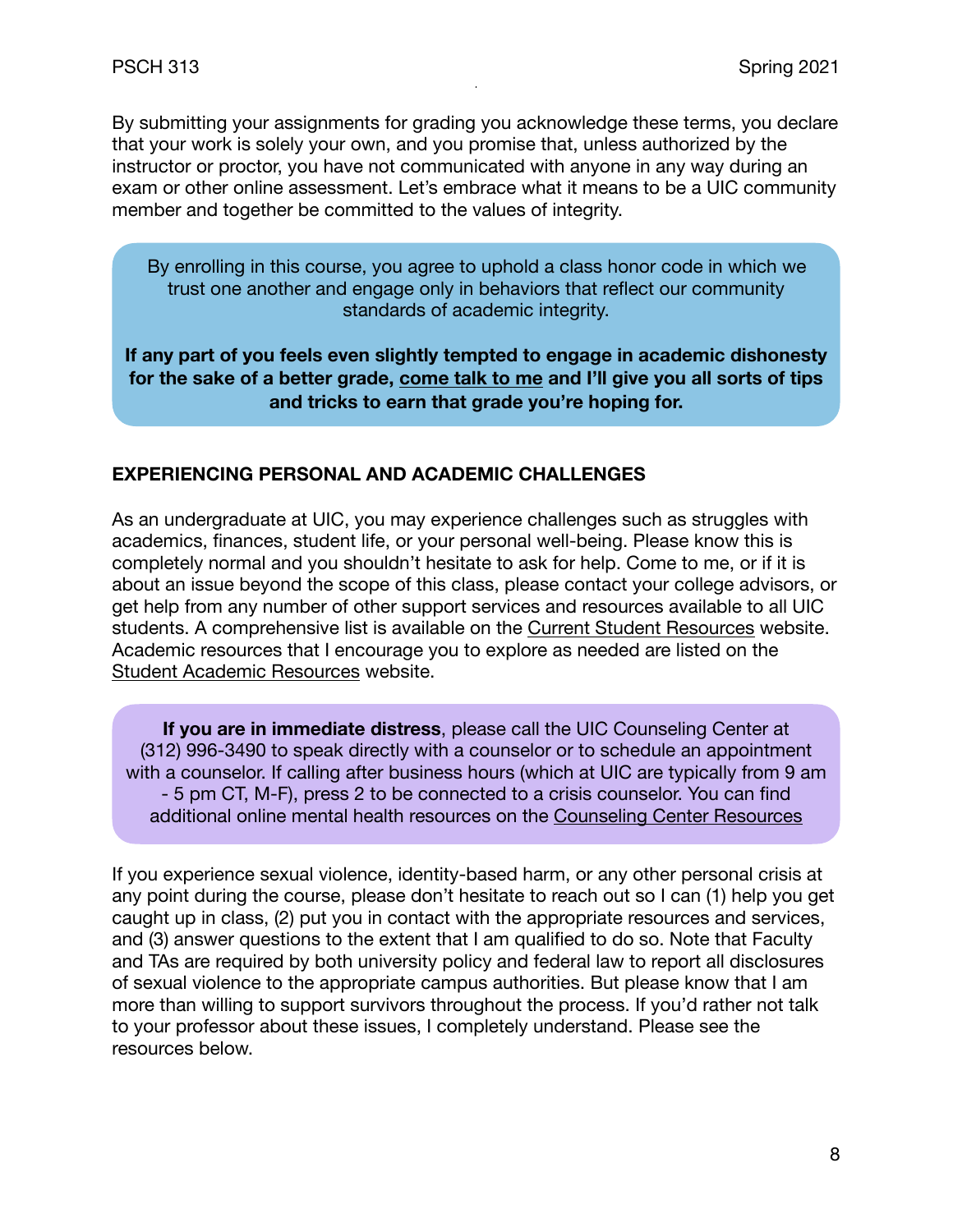By submitting your assignments for grading you acknowledge these terms, you declare that your work is solely your own, and you promise that, unless authorized by the instructor or proctor, you have not communicated with anyone in any way during an exam or other online assessment. Let's embrace what it means to be a UIC community member and together be committed to the values of integrity.

By enrolling in this course, you agree to uphold a class honor code in which we trust one another and engage only in behaviors that reflect our community standards of academic integrity.

**If any part of you feels even slightly tempted to engage in academic dishonesty for the sake of a better grade, come talk to me and I'll give you all sorts of tips and tricks to earn that grade you're hoping for.**

## EXPERIENCING PERSONAL AND ACADEMIC CHALLENGES

As an undergraduate at UIC, you may experience challenges such as struggles with academics, finances, student life, or your personal well-being. Please know this is completely normal and you shouldn't hesitate to ask for help. Come to me, or if it is about an issue beyond the scope of this class, please contact your college advisors, or get help from any number of other support services and resources available to all UIC students. A comprehensive list is available on the Current Student Resources website. Academic resources that I encourage you to explore as needed are listed on the Student Academic Resources website.

**If you are in immediate distress**, please call the UIC Counseling Center at (312) 996-3490 to speak directly with a counselor or to schedule an appointment with a counselor. If calling after business hours (which at UIC are typically from 9 am - 5 pm CT, M-F), press 2 to be connected to a crisis counselor. You can find additional online mental health resources on the Counseling Center Resources

If you experience sexual violence, identity-based harm, or any other personal crisis at any point during the course, please don't hesitate to reach out so I can (1) help you get caught up in class, (2) put you in contact with the appropriate resources and services, and (3) answer questions to the extent that I am qualified to do so. Note that Faculty and TAs are required by both university policy and federal law to report all disclosures of sexual violence to the appropriate campus authorities. But please know that I am more than willing to support survivors throughout the process. If you'd rather not talk to your professor about these issues, I completely understand. Please see the resources below.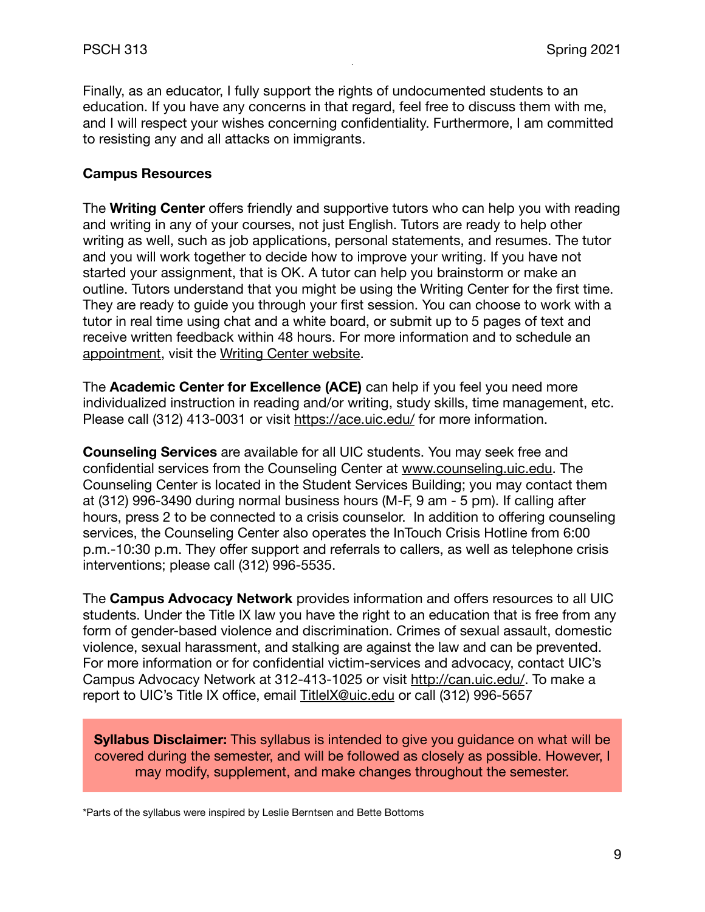Finally, as an educator, I fully support the rights of undocumented students to an education. If you have any concerns in that regard, feel free to discuss them with me, and I will respect your wishes concerning confidentiality. Furthermore, I am committed to resisting any and all attacks on immigrants.

**Campus Resources**

The **Writing Center** offers friendly and supportive tutors who can help you with reading and writing in any of your courses, not just English. Tutors are ready to help other writing as well, such as job applications, personal statements, and resumes. The tutor and you will work together to decide how to improve your writing. If you have not started your assignment, that is OK. A tutor can help you brainstorm or make an outline. Tutors understand that you might be using the Writing Center for the first time. They are ready to guide you through your first session. You can choose to work with a tutor in real time using chat and a white board, or submit up to 5 pages of text and receive written feedback within 48 hours. For more information and to schedule an appointment, visit the Writing Center website.

The **Academic Center for Excellence (ACE)** can help if you feel you need more individualized instruction in reading and/or writing, study skills, time management, etc. Please call (312) 413-0031 or visit https://ace.uic.edu/ for more information.

**Counseling Services** are available for all UIC students. You may seek free and confidential services from the Counseling Center at www.counseling.uic.edu. The Counseling Center is located in the Student Services Building; you may contact them at (312) 996-3490 during normal business hours (M-F, 9 am - 5 pm). If calling after hours, press 2 to be connected to a crisis counselor. In addition to offering counseling services, the Counseling Center also operates the InTouch Crisis Hotline from 6:00 p.m.-10:30 p.m. They offer support and referrals to callers, as well as telephone crisis interventions; please call (312) 996-5535.

The **Campus Advocacy Network** provides information and offers resources to all UIC students. Under the Title IX law you have the right to an education that is free from any form of gender-based violence and discrimination. Crimes of sexual assault, domestic violence, sexual harassment, and stalking are against the law and can be prevented. For more information or for confidential victim-services and advocacy, contact UIC's Campus Advocacy Network at 312-413-1025 or visit http://can.uic.edu/. To make a report to UIC's Title IX office, email TitleIX@uic.edu or call (312) 996-5657

**Syllabus Disclaimer:** This syllabus is intended to give you guidance on what will be covered during the semester, and will be followed as closely as possible. However, I may modify, supplement, and make changes throughout the semester.

*Parts of the syllabus were inspired by Leslie Berntsen and Bette Bottoms